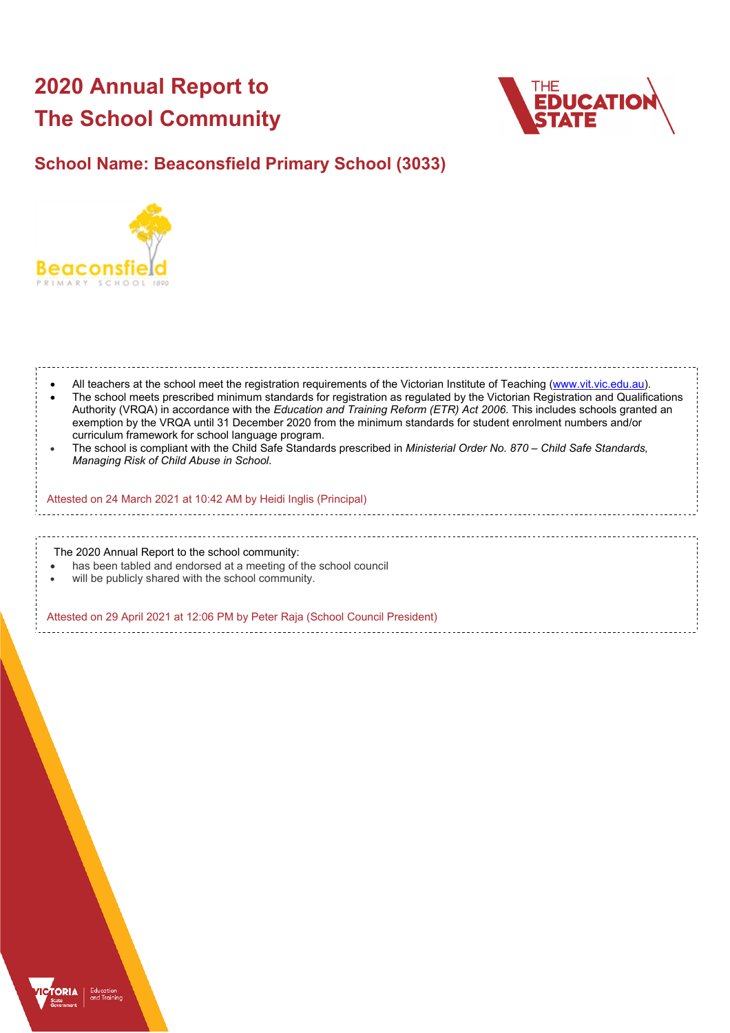# 2020 Annual Report to The School Community

## School Name: Beaconsfield Primary School (3033)

- All teachers at the school meet the registration requirements of the Victorian Institute of Teaching (www.vit.vic.edu.au).
- The school meets prescribed minimum standards for registration as regulated by the Victorian Registration and Qualifications Authority (VRQA) in accordance with the *Education and Training Reform (ETR) Act 2006*. This includes schools granted an exemption by the VRQA until 31 December 2020 from the minimum standards for student enrolment numbers and/or curriculum framework for school language program.
- The school is compliant with the Child Safe Standards prescribed in *Ministerial Order No. 870 – Child Safe Standards, Managing Risk of Child Abuse in School*.

Attested on 24 March 2021 at 10:42 AM by Heidi Inglis (Principal)

The 2020 Annual Report to the school community:

- has been tabled and endorsed at a meeting of the school council
- will be publicly shared with the school community.

Attested on 29 April 2021 at 12:06 PM by Peter Raja (School Council President)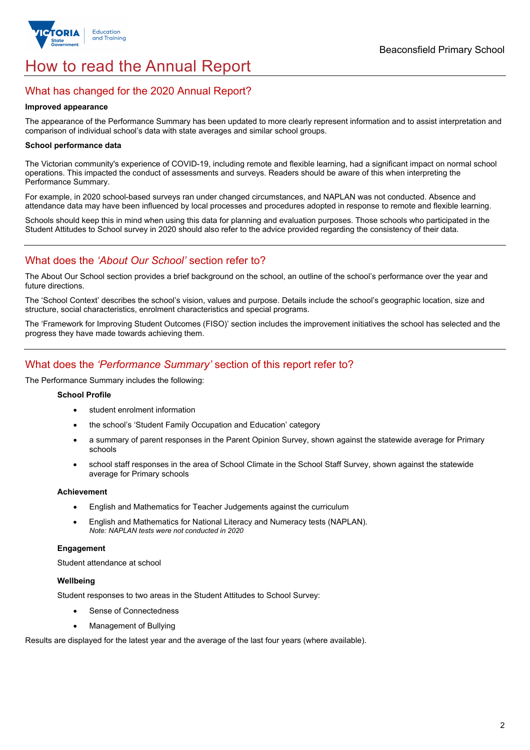Beaconsfield Primary School

# How to read the Annual Report

## What has changed for the 2020 Annual Report?

**Improved appearance**

The appearance of the Performance Summary has been updated to more clearly represent information and to assist interpretation and comparison of individual school's data with state averages and similar school groups.

**School performance data**

The Victorian community's experience of COVID-19, including remote and flexible learning, had a significant impact on normal school operations. This impacted the conduct of assessments and surveys. Readers should be aware of this when interpreting the Performance Summary.

For example, in 2020 school-based surveys ran under changed circumstances, and NAPLAN was not conducted. Absence and attendance data may have been influenced by local processes and procedures adopted in response to remote and flexible learning.

Schools should keep this in mind when using this data for planning and evaluation purposes. Those schools who participated in the Student Attitudes to School survey in 2020 should also refer to the advice provided regarding the consistency of their data.

## What does the *'About Our School'* section refer to?

The About Our School section provides a brief background on the school, an outline of the school's performance over the year and future directions.

The 'School Context' describes the school's vision, values and purpose. Details include the school's geographic location, size and structure, social characteristics, enrolment characteristics and special programs.

The 'Framework for Improving Student Outcomes (FISO)' section includes the improvement initiatives the school has selected and the progress they have made towards achieving them.

## What does the *'Performance Summary'* section of this report refer to?

The Performance Summary includes the following:

**School Profile**

- student enrolment information
- the school's 'Student Family Occupation and Education' category
- a summary of parent responses in the Parent Opinion Survey, shown against the statewide average for Primary schools
- school staff responses in the area of School Climate in the School Staff Survey, shown against the statewide average for Primary schools

**Achievement**

- English and Mathematics for Teacher Judgements against the curriculum
- English and Mathematics for National Literacy and Numeracy tests (NAPLAN).
  *Note: NAPLAN tests were not conducted in 2020*

**Engagement**

Student attendance at school

**Wellbeing**

Student responses to two areas in the Student Attitudes to School Survey:

- Sense of Connectedness
- Management of Bullying

Results are displayed for the latest year and the average of the last four years (where available).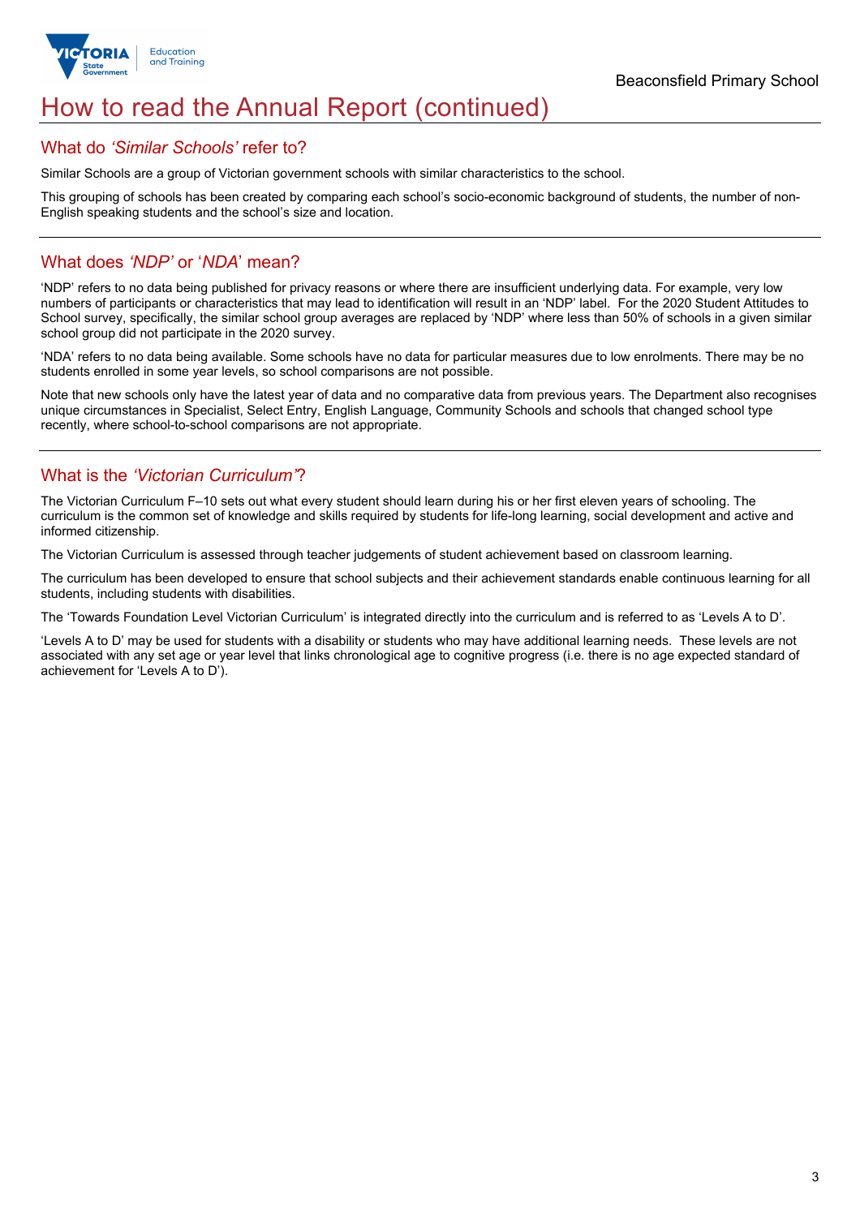# How to read the Annual Report (continued)

## What do *'Similar Schools'* refer to?

Similar Schools are a group of Victorian government schools with similar characteristics to the school.

This grouping of schools has been created by comparing each school's socio-economic background of students, the number of non-English speaking students and the school's size and location.

## What does *'NDP'* or '*NDA*' mean?

'NDP' refers to no data being published for privacy reasons or where there are insufficient underlying data. For example, very low numbers of participants or characteristics that may lead to identification will result in an 'NDP' label. For the 2020 Student Attitudes to School survey, specifically, the similar school group averages are replaced by 'NDP' where less than 50% of schools in a given similar school group did not participate in the 2020 survey.

'NDA' refers to no data being available. Some schools have no data for particular measures due to low enrolments. There may be no students enrolled in some year levels, so school comparisons are not possible.

Note that new schools only have the latest year of data and no comparative data from previous years. The Department also recognises unique circumstances in Specialist, Select Entry, English Language, Community Schools and schools that changed school type recently, where school-to-school comparisons are not appropriate.

## What is the *'Victorian Curriculum'*?

The Victorian Curriculum F–10 sets out what every student should learn during his or her first eleven years of schooling. The curriculum is the common set of knowledge and skills required by students for life-long learning, social development and active and informed citizenship.

The Victorian Curriculum is assessed through teacher judgements of student achievement based on classroom learning.

The curriculum has been developed to ensure that school subjects and their achievement standards enable continuous learning for all students, including students with disabilities.

The 'Towards Foundation Level Victorian Curriculum' is integrated directly into the curriculum and is referred to as 'Levels A to D'.

'Levels A to D' may be used for students with a disability or students who may have additional learning needs. These levels are not associated with any set age or year level that links chronological age to cognitive progress (i.e. there is no age expected standard of achievement for 'Levels A to D').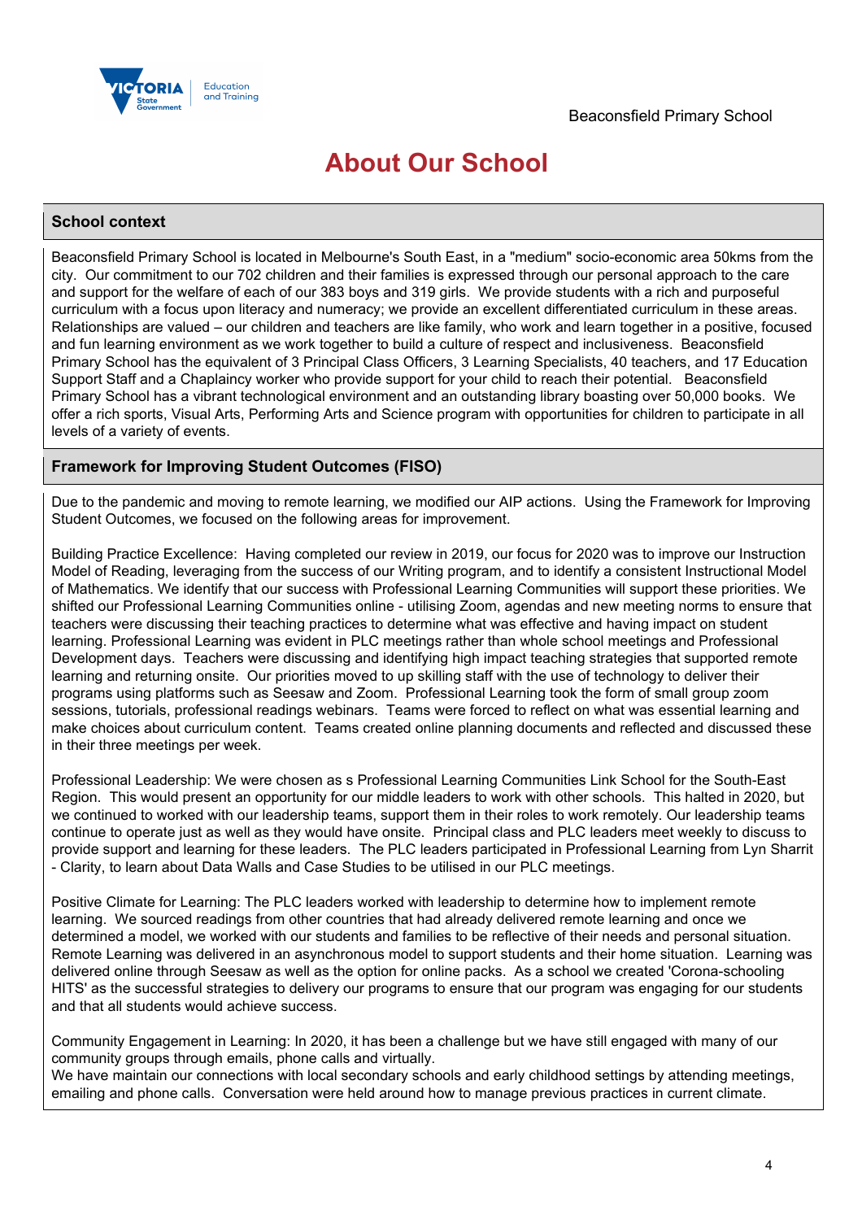# About Our School

## School context

Beaconsfield Primary School is located in Melbourne's South East, in a "medium" socio-economic area 50kms from the city. Our commitment to our 702 children and their families is expressed through our personal approach to the care and support for the welfare of each of our 383 boys and 319 girls. We provide students with a rich and purposeful curriculum with a focus upon literacy and numeracy; we provide an excellent differentiated curriculum in these areas. Relationships are valued – our children and teachers are like family, who work and learn together in a positive, focused and fun learning environment as we work together to build a culture of respect and inclusiveness. Beaconsfield Primary School has the equivalent of 3 Principal Class Officers, 3 Learning Specialists, 40 teachers, and 17 Education Support Staff and a Chaplaincy worker who provide support for your child to reach their potential. Beaconsfield Primary School has a vibrant technological environment and an outstanding library boasting over 50,000 books. We offer a rich sports, Visual Arts, Performing Arts and Science program with opportunities for children to participate in all levels of a variety of events.

## Framework for Improving Student Outcomes (FISO)

Due to the pandemic and moving to remote learning, we modified our AIP actions. Using the Framework for Improving Student Outcomes, we focused on the following areas for improvement.

Building Practice Excellence: Having completed our review in 2019, our focus for 2020 was to improve our Instruction Model of Reading, leveraging from the success of our Writing program, and to identify a consistent Instructional Model of Mathematics. We identify that our success with Professional Learning Communities will support these priorities. We shifted our Professional Learning Communities online - utilising Zoom, agendas and new meeting norms to ensure that teachers were discussing their teaching practices to determine what was effective and having impact on student learning. Professional Learning was evident in PLC meetings rather than whole school meetings and Professional Development days. Teachers were discussing and identifying high impact teaching strategies that supported remote learning and returning onsite. Our priorities moved to up skilling staff with the use of technology to deliver their programs using platforms such as Seesaw and Zoom. Professional Learning took the form of small group zoom sessions, tutorials, professional readings webinars. Teams were forced to reflect on what was essential learning and make choices about curriculum content. Teams created online planning documents and reflected and discussed these in their three meetings per week.

Professional Leadership: We were chosen as s Professional Learning Communities Link School for the South-East Region. This would present an opportunity for our middle leaders to work with other schools. This halted in 2020, but we continued to worked with our leadership teams, support them in their roles to work remotely. Our leadership teams continue to operate just as well as they would have onsite. Principal class and PLC leaders meet weekly to discuss to provide support and learning for these leaders. The PLC leaders participated in Professional Learning from Lyn Sharrit - Clarity, to learn about Data Walls and Case Studies to be utilised in our PLC meetings.

Positive Climate for Learning: The PLC leaders worked with leadership to determine how to implement remote learning. We sourced readings from other countries that had already delivered remote learning and once we determined a model, we worked with our students and families to be reflective of their needs and personal situation. Remote Learning was delivered in an asynchronous model to support students and their home situation. Learning was delivered online through Seesaw as well as the option for online packs. As a school we created 'Corona-schooling HITS' as the successful strategies to delivery our programs to ensure that our program was engaging for our students and that all students would achieve success.

Community Engagement in Learning: In 2020, it has been a challenge but we have still engaged with many of our community groups through emails, phone calls and virtually.
We have maintain our connections with local secondary schools and early childhood settings by attending meetings, emailing and phone calls. Conversation were held around how to manage previous practices in current climate.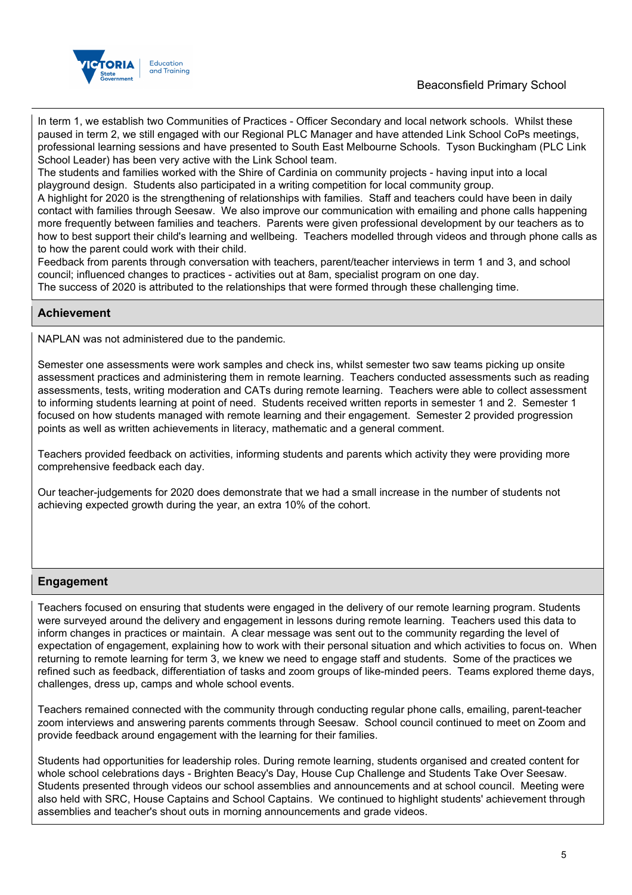In term 1, we establish two Communities of Practices - Officer Secondary and local network schools. Whilst these paused in term 2, we still engaged with our Regional PLC Manager and have attended Link School CoPs meetings, professional learning sessions and have presented to South East Melbourne Schools. Tyson Buckingham (PLC Link School Leader) has been very active with the Link School team.
The students and families worked with the Shire of Cardinia on community projects - having input into a local playground design. Students also participated in a writing competition for local community group.
A highlight for 2020 is the strengthening of relationships with families. Staff and teachers could have been in daily contact with families through Seesaw. We also improve our communication with emailing and phone calls happening more frequently between families and teachers. Parents were given professional development by our teachers as to how to best support their child's learning and wellbeing. Teachers modelled through videos and through phone calls as to how the parent could work with their child.
Feedback from parents through conversation with teachers, parent/teacher interviews in term 1 and 3, and school council; influenced changes to practices - activities out at 8am, specialist program on one day.
The success of 2020 is attributed to the relationships that were formed through these challenging time.

## Achievement

NAPLAN was not administered due to the pandemic.

Semester one assessments were work samples and check ins, whilst semester two saw teams picking up onsite assessment practices and administering them in remote learning. Teachers conducted assessments such as reading assessments, tests, writing moderation and CATs during remote learning. Teachers were able to collect assessment to informing students learning at point of need. Students received written reports in semester 1 and 2. Semester 1 focused on how students managed with remote learning and their engagement. Semester 2 provided progression points as well as written achievements in literacy, mathematic and a general comment.

Teachers provided feedback on activities, informing students and parents which activity they were providing more comprehensive feedback each day.

Our teacher-judgements for 2020 does demonstrate that we had a small increase in the number of students not achieving expected growth during the year, an extra 10% of the cohort.

## Engagement

Teachers focused on ensuring that students were engaged in the delivery of our remote learning program. Students were surveyed around the delivery and engagement in lessons during remote learning. Teachers used this data to inform changes in practices or maintain. A clear message was sent out to the community regarding the level of expectation of engagement, explaining how to work with their personal situation and which activities to focus on. When returning to remote learning for term 3, we knew we need to engage staff and students. Some of the practices we refined such as feedback, differentiation of tasks and zoom groups of like-minded peers. Teams explored theme days, challenges, dress up, camps and whole school events.

Teachers remained connected with the community through conducting regular phone calls, emailing, parent-teacher zoom interviews and answering parents comments through Seesaw. School council continued to meet on Zoom and provide feedback around engagement with the learning for their families.

Students had opportunities for leadership roles. During remote learning, students organised and created content for whole school celebrations days - Brighten Beacy's Day, House Cup Challenge and Students Take Over Seesaw. Students presented through videos our school assemblies and announcements and at school council. Meeting were also held with SRC, House Captains and School Captains. We continued to highlight students' achievement through assemblies and teacher's shout outs in morning announcements and grade videos.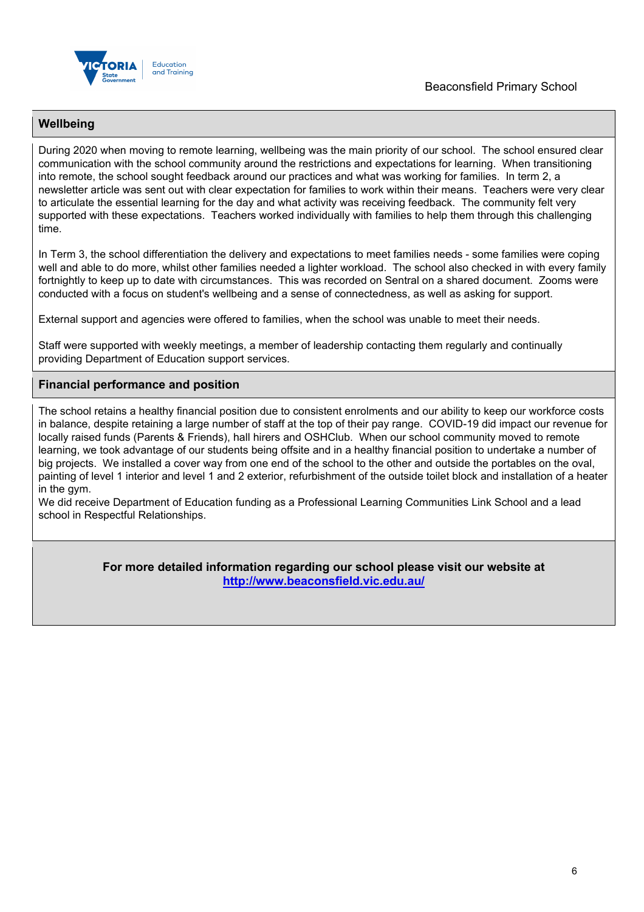## Wellbeing

During 2020 when moving to remote learning, wellbeing was the main priority of our school. The school ensured clear communication with the school community around the restrictions and expectations for learning. When transitioning into remote, the school sought feedback around our practices and what was working for families. In term 2, a newsletter article was sent out with clear expectation for families to work within their means. Teachers were very clear to articulate the essential learning for the day and what activity was receiving feedback. The community felt very supported with these expectations. Teachers worked individually with families to help them through this challenging time.

In Term 3, the school differentiation the delivery and expectations to meet families needs - some families were coping well and able to do more, whilst other families needed a lighter workload. The school also checked in with every family fortnightly to keep up to date with circumstances. This was recorded on Sentral on a shared document. Zooms were conducted with a focus on student's wellbeing and a sense of connectedness, as well as asking for support.

External support and agencies were offered to families, when the school was unable to meet their needs.

Staff were supported with weekly meetings, a member of leadership contacting them regularly and continually providing Department of Education support services.

## Financial performance and position

The school retains a healthy financial position due to consistent enrolments and our ability to keep our workforce costs in balance, despite retaining a large number of staff at the top of their pay range. COVID-19 did impact our revenue for locally raised funds (Parents & Friends), hall hirers and OSHClub. When our school community moved to remote learning, we took advantage of our students being offsite and in a healthy financial position to undertake a number of big projects. We installed a cover way from one end of the school to the other and outside the portables on the oval, painting of level 1 interior and level 1 and 2 exterior, refurbishment of the outside toilet block and installation of a heater in the gym.
We did receive Department of Education funding as a Professional Learning Communities Link School and a lead school in Respectful Relationships.

**For more detailed information regarding our school please visit our website at [http://www.beaconsfield.vic.edu.au/](http://www.beaconsfield.vic.edu.au/)**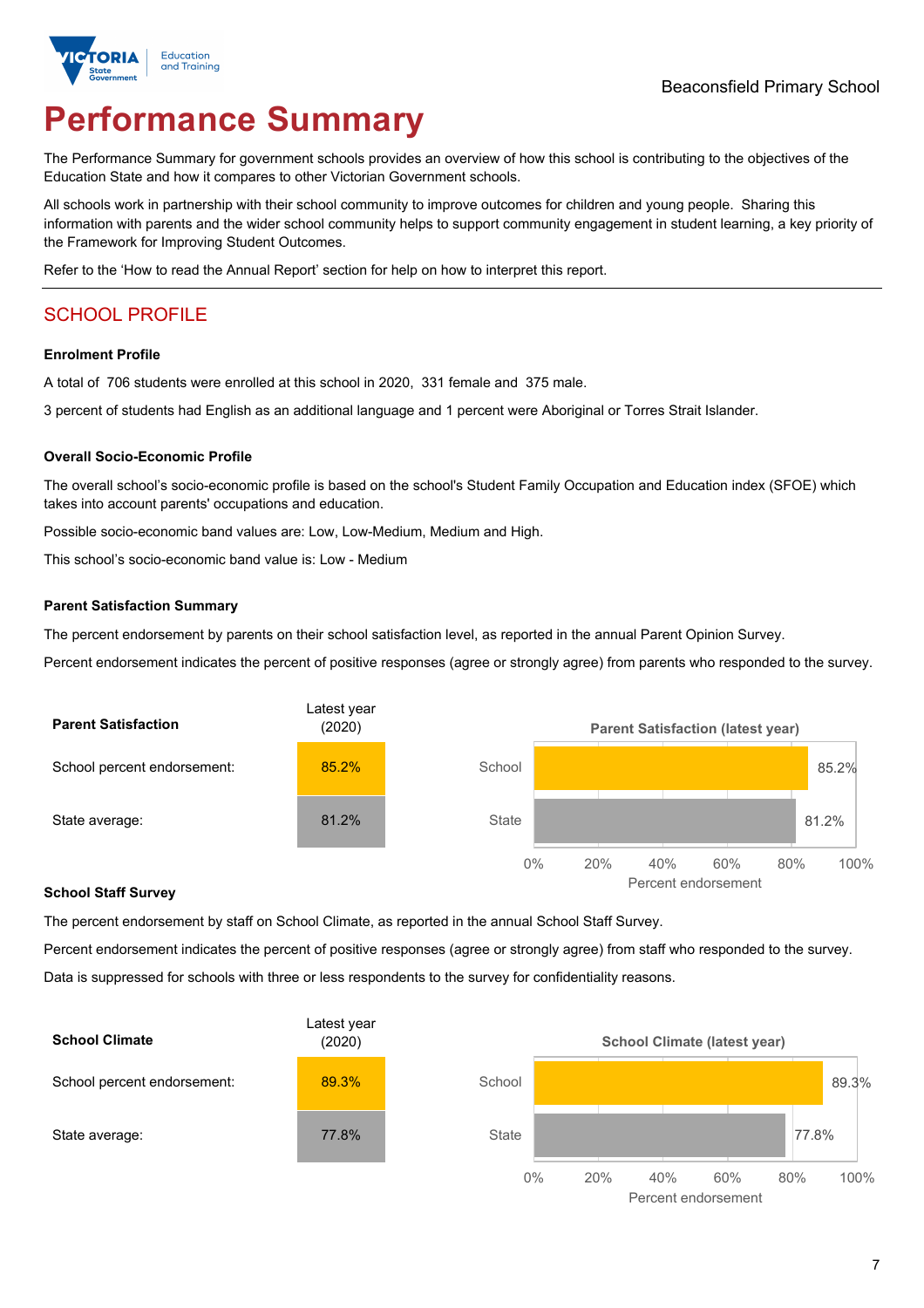# Performance Summary

The Performance Summary for government schools provides an overview of how this school is contributing to the objectives of the Education State and how it compares to other Victorian Government schools.

All schools work in partnership with their school community to improve outcomes for children and young people. Sharing this information with parents and the wider school community helps to support community engagement in student learning, a key priority of the Framework for Improving Student Outcomes.

Refer to the 'How to read the Annual Report' section for help on how to interpret this report.

## SCHOOL PROFILE

### Enrolment Profile

A total of 706 students were enrolled at this school in 2020, 331 female and 375 male.

3 percent of students had English as an additional language and 1 percent were Aboriginal or Torres Strait Islander.

### Overall Socio-Economic Profile

The overall school's socio-economic profile is based on the school's Student Family Occupation and Education index (SFOE) which takes into account parents' occupations and education.

Possible socio-economic band values are: Low, Low-Medium, Medium and High.

This school's socio-economic band value is: Low - Medium

### Parent Satisfaction Summary

The percent endorsement by parents on their school satisfaction level, as reported in the annual Parent Opinion Survey.

Percent endorsement indicates the percent of positive responses (agree or strongly agree) from parents who responded to the survey.

| Parent Satisfaction | Latest year (2020) |
|---|---|
| School percent endorsement: | 85.2% |
| State average: | 81.2% |

Parent Satisfaction (latest year)

School 85.2%

State 81.2%

0% 20% 40% 60% 80% 100%

Percent endorsement

### School Staff Survey

The percent endorsement by staff on School Climate, as reported in the annual School Staff Survey.

Percent endorsement indicates the percent of positive responses (agree or strongly agree) from staff who responded to the survey.

Data is suppressed for schools with three or less respondents to the survey for confidentiality reasons.

| School Climate | Latest year (2020) |
|---|---|
| School percent endorsement: | 89.3% |
| State average: | 77.8% |

School Climate (latest year)

School 89.3%

State 77.8%

0% 20% 40% 60% 80% 100%

Percent endorsement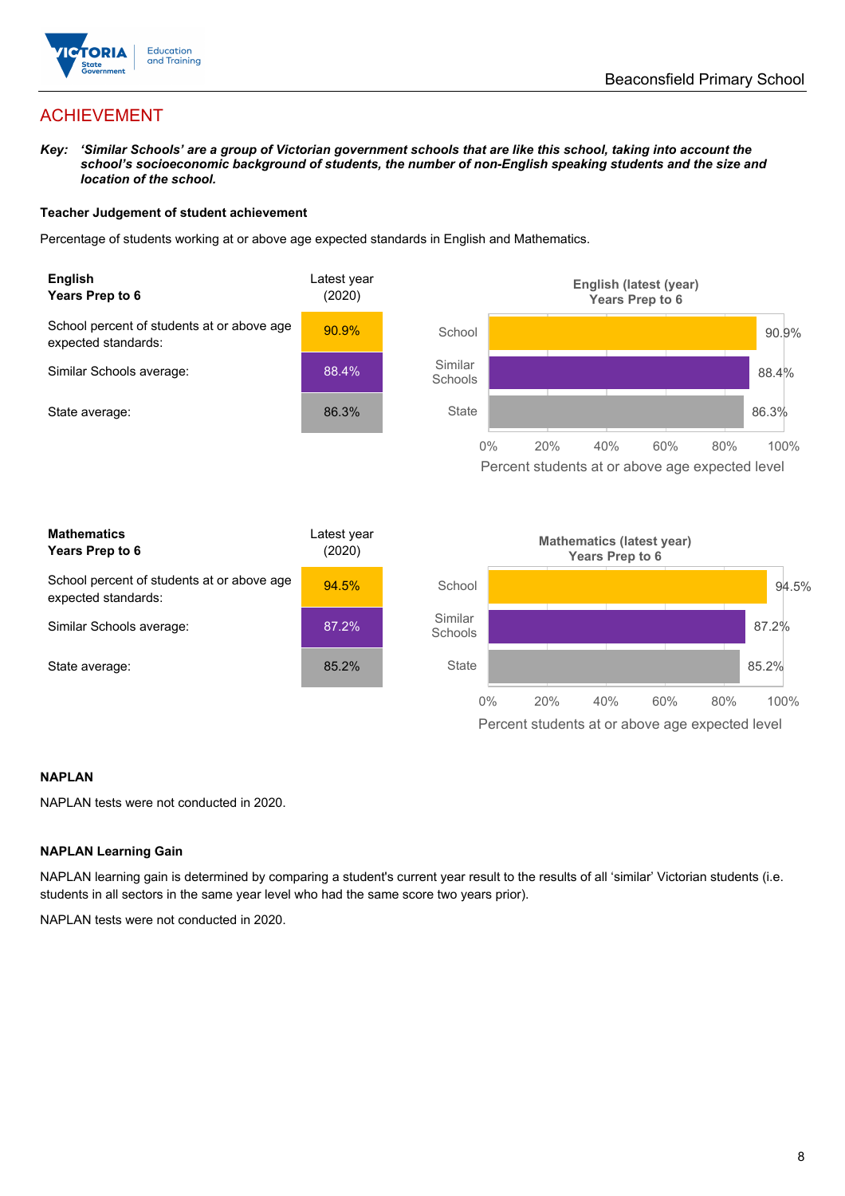# ACHIEVEMENT

***Key:*** ***'Similar Schools' are a group of Victorian government schools that are like this school, taking into account the school's socioeconomic background of students, the number of non-English speaking students and the size and location of the school.***

**Teacher Judgement of student achievement**

Percentage of students working at or above age expected standards in English and Mathematics.

| **English Years Prep to 6** | Latest year (2020) |
|---|---|
| School percent of students at or above age expected standards: | 90.9% |
| Similar Schools average: | 88.4% |
| State average: | 86.3% |

English (latest (year)
Years Prep to 6

School 90.9%
Similar Schools 88.4%
State 86.3%

0% 20% 40% 60% 80% 100%
Percent students at or above age expected level

| **Mathematics Years Prep to 6** | Latest year (2020) |
|---|---|
| School percent of students at or above age expected standards: | 94.5% |
| Similar Schools average: | 87.2% |
| State average: | 85.2% |

Mathematics (latest year)
Years Prep to 6

School 94.5%
Similar Schools 87.2%
State 85.2%

0% 20% 40% 60% 80% 100%
Percent students at or above age expected level

**NAPLAN**

NAPLAN tests were not conducted in 2020.

**NAPLAN Learning Gain**

NAPLAN learning gain is determined by comparing a student's current year result to the results of all 'similar' Victorian students (i.e. students in all sectors in the same year level who had the same score two years prior).

NAPLAN tests were not conducted in 2020.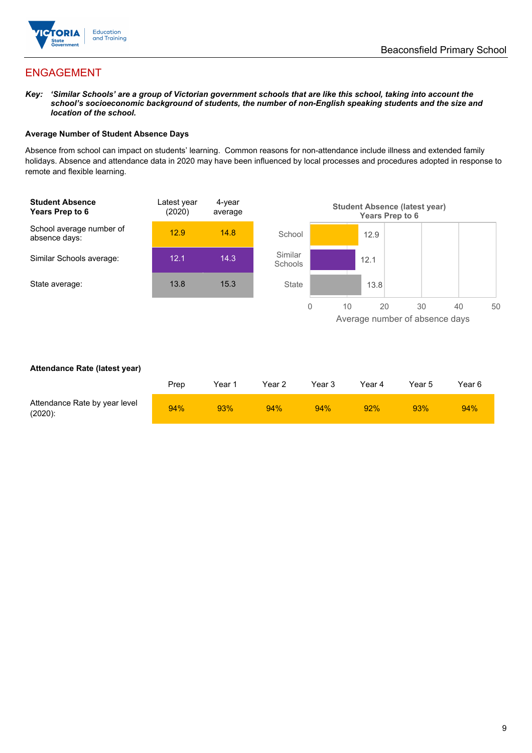## ENGAGEMENT

***Key:*** ***'Similar Schools' are a group of Victorian government schools that are like this school, taking into account the school's socioeconomic background of students, the number of non-English speaking students and the size and location of the school.***

**Average Number of Student Absence Days**

Absence from school can impact on students' learning. Common reasons for non-attendance include illness and extended family holidays. Absence and attendance data in 2020 may have been influenced by local processes and procedures adopted in response to remote and flexible learning.

| **Student Absence Years Prep to 6** | Latest year (2020) | 4-year average |
|---|---|---|
| School average number of absence days: | 12.9 | 14.8 |
| Similar Schools average: | 12.1 | 14.3 |
| State average: | 13.8 | 15.3 |

**Student Absence (latest year)**
**Years Prep to 6**

School 12.9

Similar Schools 12.1

State 13.8

0 10 20 30 40 50

Average number of absence days

**Attendance Rate (latest year)**

| | Prep | Year 1 | Year 2 | Year 3 | Year 4 | Year 5 | Year 6 |
|---|---|---|---|---|---|---|---|
| Attendance Rate by year level (2020): | 94% | 93% | 94% | 94% | 92% | 93% | 94% |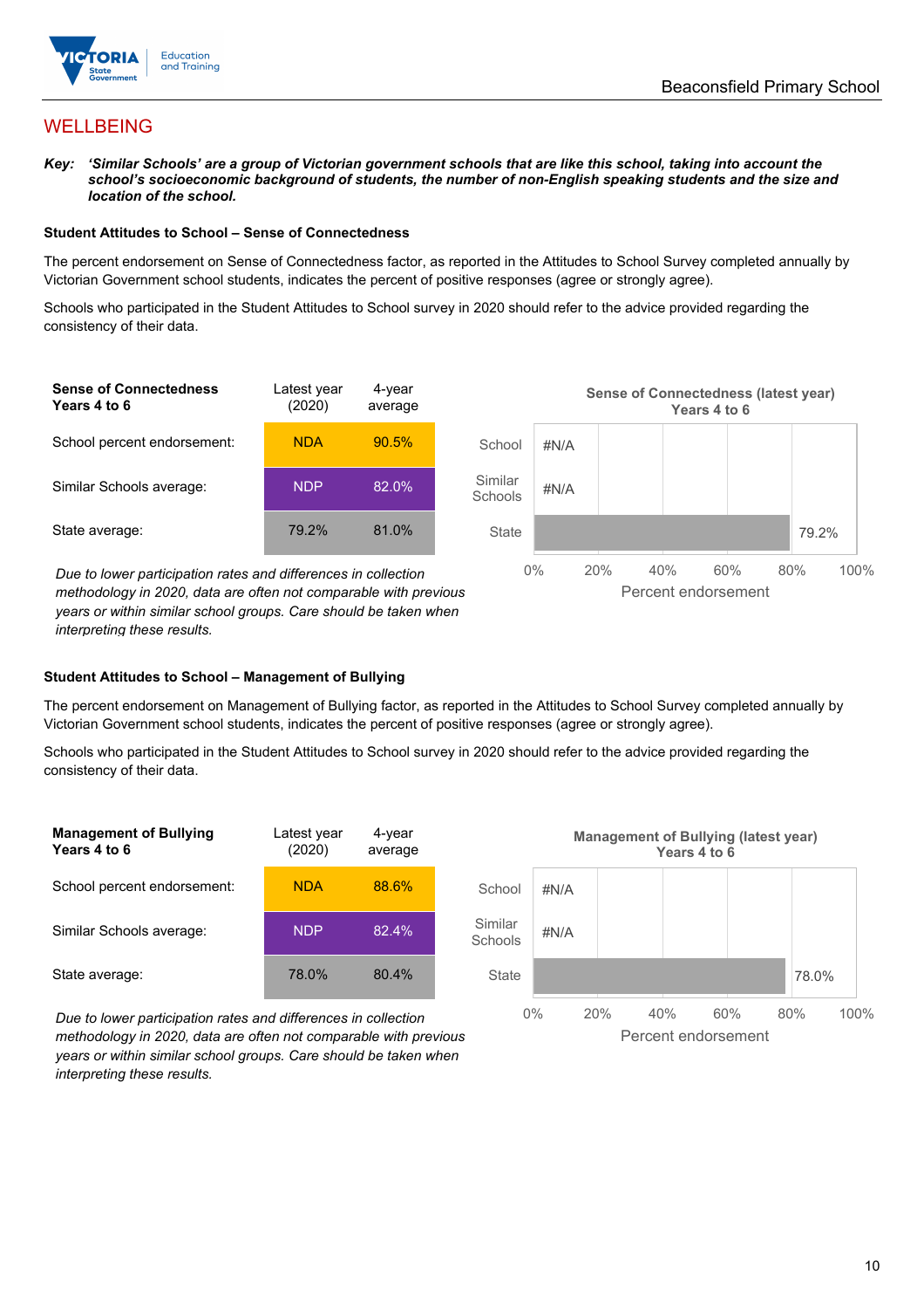# WELLBEING

***Key:*** ***'Similar Schools' are a group of Victorian government schools that are like this school, taking into account the school's socioeconomic background of students, the number of non-English speaking students and the size and location of the school.***

### Student Attitudes to School – Sense of Connectedness

The percent endorsement on Sense of Connectedness factor, as reported in the Attitudes to School Survey completed annually by Victorian Government school students, indicates the percent of positive responses (agree or strongly agree).

Schools who participated in the Student Attitudes to School survey in 2020 should refer to the advice provided regarding the consistency of their data.

| **Sense of Connectedness Years 4 to 6** | Latest year (2020) | 4-year average |
|---|---|---|
| School percent endorsement: | NDA | 90.5% |
| Similar Schools average: | NDP | 82.0% |
| State average: | 79.2% | 81.0% |

*Due to lower participation rates and differences in collection methodology in 2020, data are often not comparable with previous years or within similar school groups. Care should be taken when interpreting these results.*

Sense of Connectedness (latest year)
Years 4 to 6

School #N/A
Similar Schools #N/A
State 79.2%

0% 20% 40% 60% 80% 100%
Percent endorsement

### Student Attitudes to School – Management of Bullying

The percent endorsement on Management of Bullying factor, as reported in the Attitudes to School Survey completed annually by Victorian Government school students, indicates the percent of positive responses (agree or strongly agree).

Schools who participated in the Student Attitudes to School survey in 2020 should refer to the advice provided regarding the consistency of their data.

| **Management of Bullying Years 4 to 6** | Latest year (2020) | 4-year average |
|---|---|---|
| School percent endorsement: | NDA | 88.6% |
| Similar Schools average: | NDP | 82.4% |
| State average: | 78.0% | 80.4% |

*Due to lower participation rates and differences in collection methodology in 2020, data are often not comparable with previous years or within similar school groups. Care should be taken when interpreting these results.*

Management of Bullying (latest year)
Years 4 to 6

School #N/A
Similar Schools #N/A
State 78.0%

0% 20% 40% 60% 80% 100%
Percent endorsement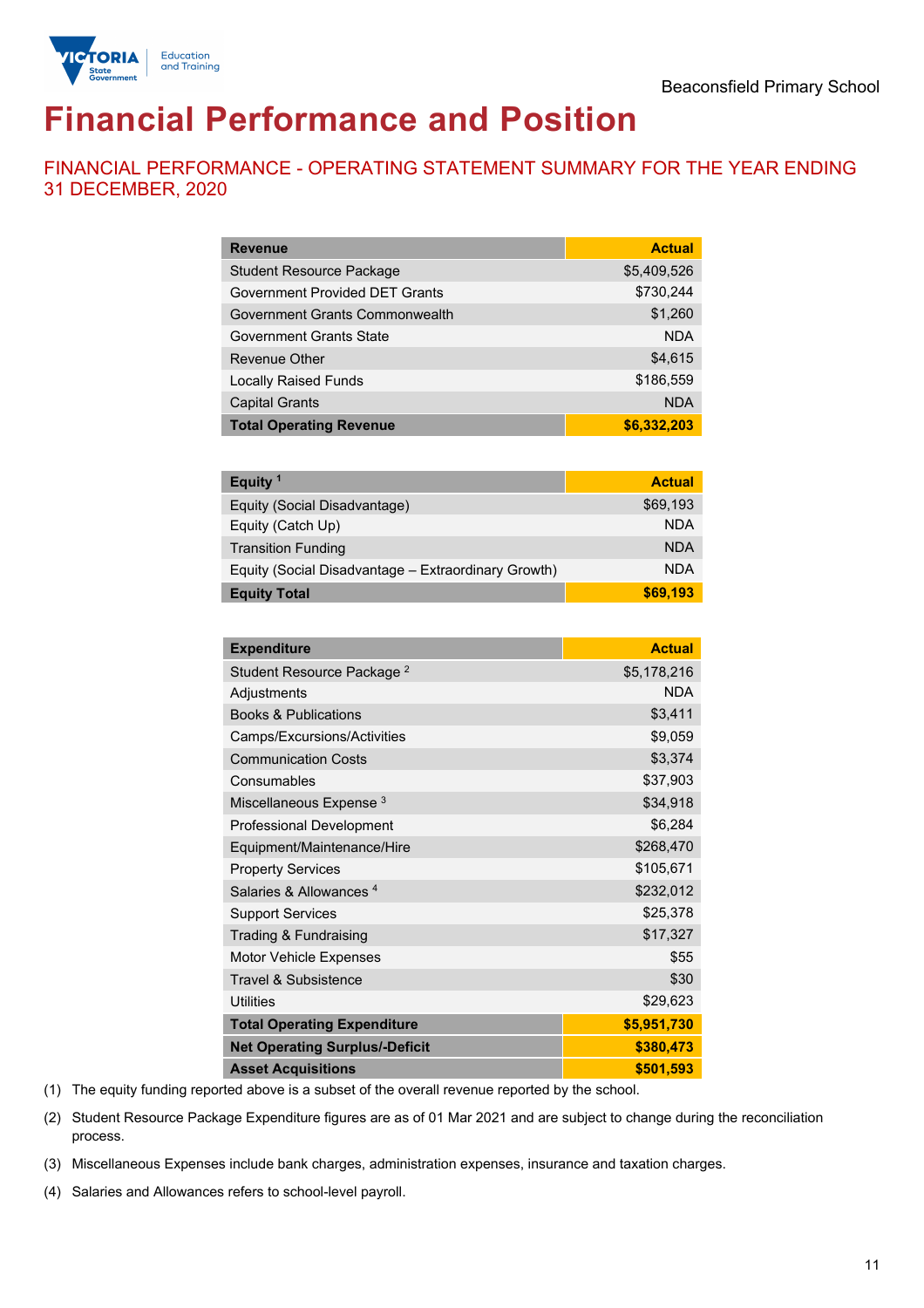Beaconsfield Primary School

# Financial Performance and Position

## FINANCIAL PERFORMANCE - OPERATING STATEMENT SUMMARY FOR THE YEAR ENDING 31 DECEMBER, 2020

| Revenue | Actual |
|---|---|
| Student Resource Package | $5,409,526 |
| Government Provided DET Grants | $730,244 |
| Government Grants Commonwealth | $1,260 |
| Government Grants State | NDA |
| Revenue Other | $4,615 |
| Locally Raised Funds | $186,559 |
| Capital Grants | NDA |
| **Total Operating Revenue** | **$6,332,203** |

| Equity [1] | Actual |
|---|---|
| Equity (Social Disadvantage) | $69,193 |
| Equity (Catch Up) | NDA |
| Transition Funding | NDA |
| Equity (Social Disadvantage – Extraordinary Growth) | NDA |
| **Equity Total** | **$69,193** |

| Expenditure | Actual |
|---|---|
| Student Resource Package [2] | $5,178,216 |
| Adjustments | NDA |
| Books & Publications | $3,411 |
| Camps/Excursions/Activities | $9,059 |
| Communication Costs | $3,374 |
| Consumables | $37,903 |
| Miscellaneous Expense [3] | $34,918 |
| Professional Development | $6,284 |
| Equipment/Maintenance/Hire | $268,470 |
| Property Services | $105,671 |
| Salaries & Allowances [4] | $232,012 |
| Support Services | $25,378 |
| Trading & Fundraising | $17,327 |
| Motor Vehicle Expenses | $55 |
| Travel & Subsistence | $30 |
| Utilities | $29,623 |
| **Total Operating Expenditure** | **$5,951,730** |
| **Net Operating Surplus/-Deficit** | **$380,473** |
| **Asset Acquisitions** | **$501,593** |

(1) The equity funding reported above is a subset of the overall revenue reported by the school.

(2) Student Resource Package Expenditure figures are as of 01 Mar 2021 and are subject to change during the reconciliation process.

(3) Miscellaneous Expenses include bank charges, administration expenses, insurance and taxation charges.

(4) Salaries and Allowances refers to school-level payroll.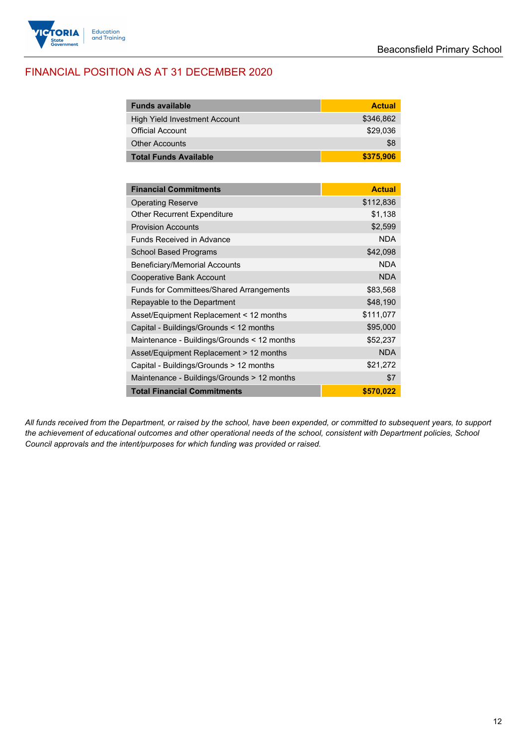# FINANCIAL POSITION AS AT 31 DECEMBER 2020

| Funds available | Actual |
|---|---|
| High Yield Investment Account | $346,862 |
| Official Account | $29,036 |
| Other Accounts | $8 |
| **Total Funds Available** | **$375,906** |

| Financial Commitments | Actual |
|---|---|
| Operating Reserve | $112,836 |
| Other Recurrent Expenditure | $1,138 |
| Provision Accounts | $2,599 |
| Funds Received in Advance | NDA |
| School Based Programs | $42,098 |
| Beneficiary/Memorial Accounts | NDA |
| Cooperative Bank Account | NDA |
| Funds for Committees/Shared Arrangements | $83,568 |
| Repayable to the Department | $48,190 |
| Asset/Equipment Replacement < 12 months | $111,077 |
| Capital - Buildings/Grounds < 12 months | $95,000 |
| Maintenance - Buildings/Grounds < 12 months | $52,237 |
| Asset/Equipment Replacement > 12 months | NDA |
| Capital - Buildings/Grounds > 12 months | $21,272 |
| Maintenance - Buildings/Grounds > 12 months | $7 |
| **Total Financial Commitments** | **$570,022** |

*All funds received from the Department, or raised by the school, have been expended, or committed to subsequent years, to support the achievement of educational outcomes and other operational needs of the school, consistent with Department policies, School Council approvals and the intent/purposes for which funding was provided or raised.*